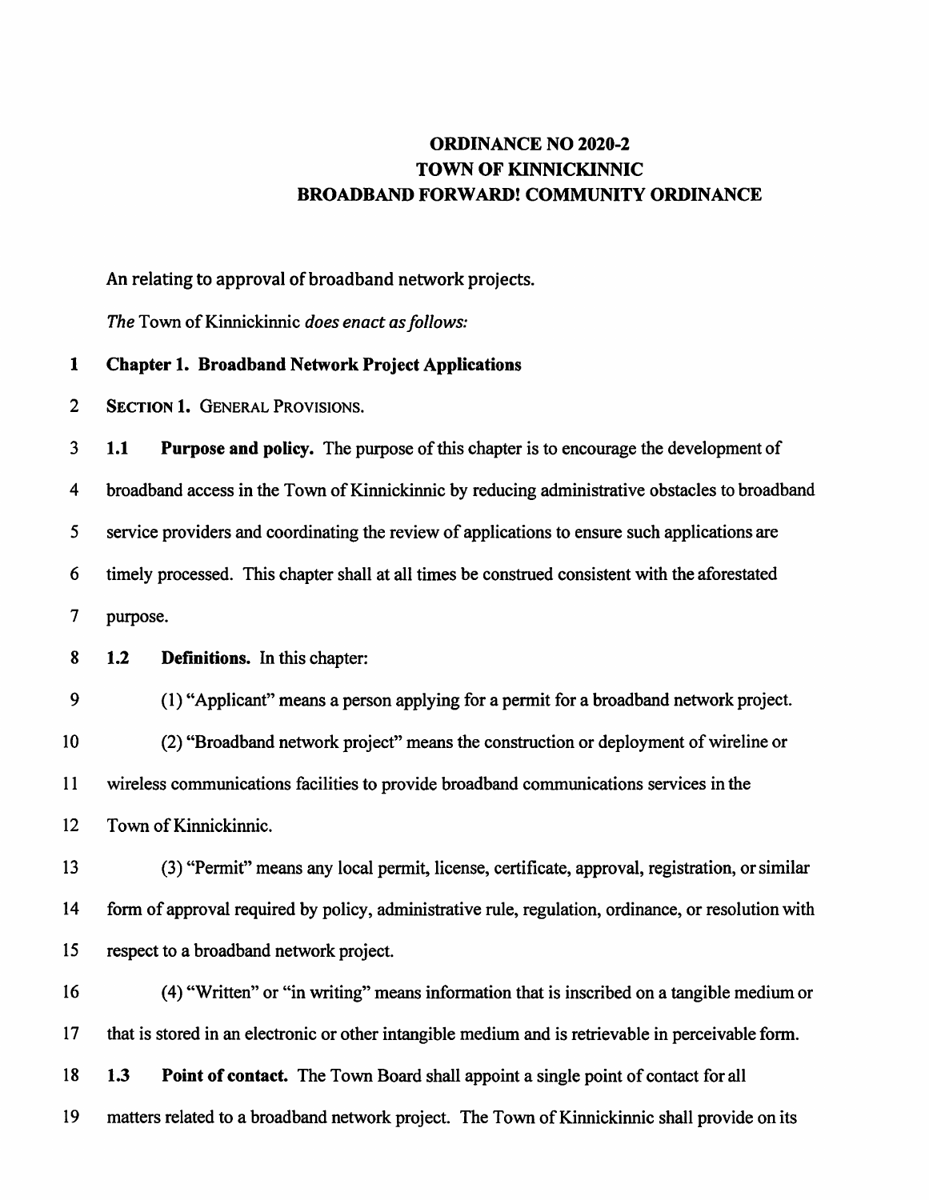**ORDINANCE NO 2020-2**
**TOWN OF KINNICKINNIC**
**BROADBAND FORWARD! COMMUNITY ORDINANCE**

An relating to approval of broadband network projects.

*The* Town of Kinnickinnic *does enact as follows:*

1 **Chapter 1. Broadband Network Project Applications**

2 **SECTION 1.** GENERAL PROVISIONS.

3 **1.1 Purpose and policy.** The purpose of this chapter is to encourage the development of
4 broadband access in the Town of Kinnickinnic by reducing administrative obstacles to broadband
5 service providers and coordinating the review of applications to ensure such applications are
6 timely processed. This chapter shall at all times be construed consistent with the aforestated
7 purpose.

8 **1.2 Definitions.** In this chapter:

9 (1) "Applicant" means a person applying for a permit for a broadband network project.

10 (2) "Broadband network project" means the construction or deployment of wireline or
11 wireless communications facilities to provide broadband communications services in the
12 Town of Kinnickinnic.

13 (3) "Permit" means any local permit, license, certificate, approval, registration, or similar
14 form of approval required by policy, administrative rule, regulation, ordinance, or resolution with
15 respect to a broadband network project.

16 (4) "Written" or "in writing" means information that is inscribed on a tangible medium or
17 that is stored in an electronic or other intangible medium and is retrievable in perceivable form.

18 **1.3 Point of contact.** The Town Board shall appoint a single point of contact for all
19 matters related to a broadband network project. The Town of Kinnickinnic shall provide on its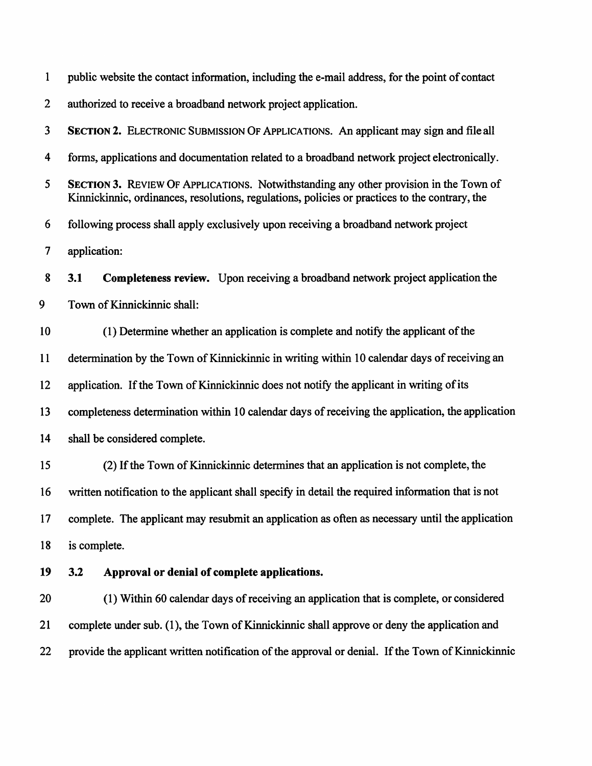public website the contact information, including the e-mail address, for the point of contact authorized to receive a broadband network project application.

**SECTION 2.** ELECTRONIC SUBMISSION OF APPLICATIONS. An applicant may sign and file all forms, applications and documentation related to a broadband network project electronically.

**SECTION 3.** REVIEW OF APPLICATIONS. Notwithstanding any other provision in the Town of Kinnickinnic, ordinances, resolutions, regulations, policies or practices to the contrary, the following process shall apply exclusively upon receiving a broadband network project application:

**3.1 Completeness review.** Upon receiving a broadband network project application the Town of Kinnickinnic shall:

(1) Determine whether an application is complete and notify the applicant of the determination by the Town of Kinnickinnic in writing within 10 calendar days of receiving an application. If the Town of Kinnickinnic does not notify the applicant in writing of its completeness determination within 10 calendar days of receiving the application, the application shall be considered complete.

(2) If the Town of Kinnickinnic determines that an application is not complete, the written notification to the applicant shall specify in detail the required information that is not complete. The applicant may resubmit an application as often as necessary until the application is complete.

**3.2 Approval or denial of complete applications.**

(1) Within 60 calendar days of receiving an application that is complete, or considered complete under sub. (1), the Town of Kinnickinnic shall approve or deny the application and provide the applicant written notification of the approval or denial. If the Town of Kinnickinnic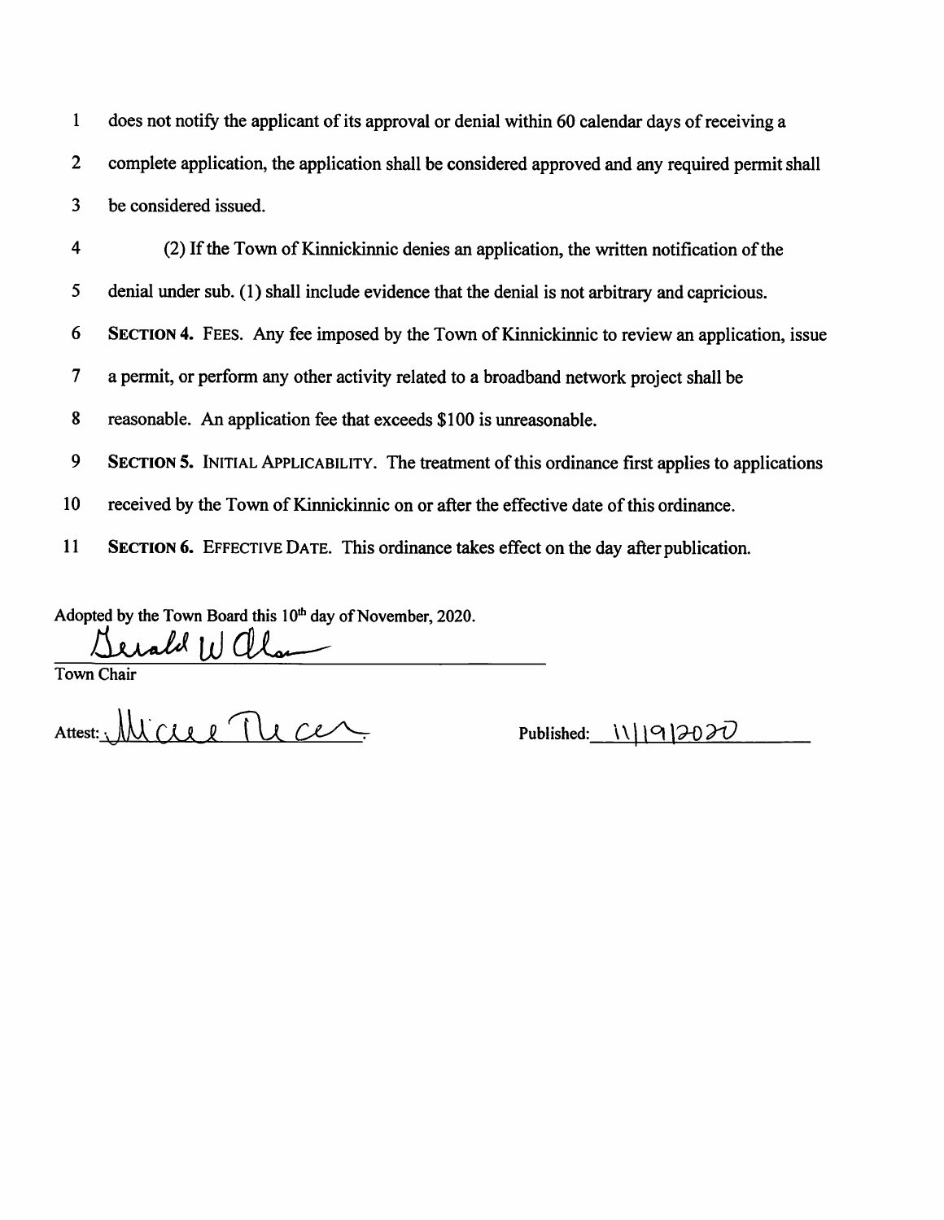does not notify the applicant of its approval or denial within 60 calendar days of receiving a complete application, the application shall be considered approved and any required permit shall be considered issued.

(2) If the Town of Kinnickinnic denies an application, the written notification of the denial under sub. (1) shall include evidence that the denial is not arbitrary and capricious.

**SECTION 4.** FEES. Any fee imposed by the Town of Kinnickinnic to review an application, issue a permit, or perform any other activity related to a broadband network project shall be reasonable. An application fee that exceeds $100 is unreasonable.

**SECTION 5.** INITIAL APPLICABILITY. The treatment of this ordinance first applies to applications received by the Town of Kinnickinnic on or after the effective date of this ordinance.

**SECTION 6.** EFFECTIVE DATE. This ordinance takes effect on the day after publication.

Adopted by the Town Board this 10th day of November, 2020.

Gerald W Olson

Town Chair

Attest: Micci Ticer

Published: 11/19/2020